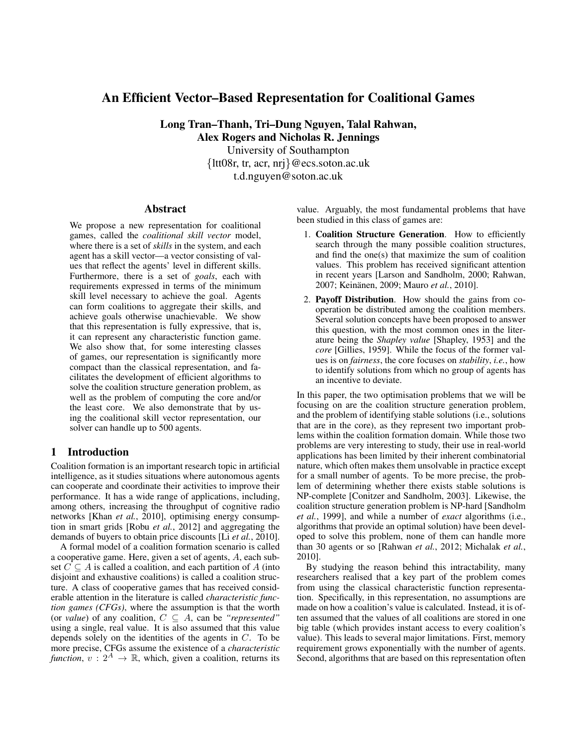# An Efficient Vector–Based Representation for Coalitional Games

**Long Tran–Thanh, Tri–Dung Nguyen, Talal Rahwan, Alex Rogers and Nicholas R. Jennings**

University of Southampton
{ltt08r, tr, acr, nrj}@ecs.soton.ac.uk
t.d.nguyen@soton.ac.uk

## Abstract

We propose a new representation for coalitional games, called the *coalitional skill vector* model, where there is a set of *skills* in the system, and each agent has a skill vector—a vector consisting of values that reflect the agents' level in different skills. Furthermore, there is a set of *goals*, each with requirements expressed in terms of the minimum skill level necessary to achieve the goal. Agents can form coalitions to aggregate their skills, and achieve goals otherwise unachievable. We show that this representation is fully expressive, that is, it can represent any characteristic function game. We also show that, for some interesting classes of games, our representation is significantly more compact than the classical representation, and facilitates the development of efficient algorithms to solve the coalition structure generation problem, as well as the problem of computing the core and/or the least core. We also demonstrate that by using the coalitional skill vector representation, our solver can handle up to 500 agents.

## 1 Introduction

Coalition formation is an important research topic in artificial intelligence, as it studies situations where autonomous agents can cooperate and coordinate their activities to improve their performance. It has a wide range of applications, including, among others, increasing the throughput of cognitive radio networks [Khan *et al.*, 2010], optimising energy consumption in smart grids [Robu *et al.*, 2012] and aggregating the demands of buyers to obtain price discounts [Li *et al.*, 2010].

A formal model of a coalition formation scenario is called a cooperative game. Here, given a set of agents, $A$, each subset $C \subseteq A$ is called a coalition, and each partition of $A$ (into disjoint and exhaustive coalitions) is called a coalition structure. A class of cooperative games that has received considerable attention in the literature is called *characteristic function games (CFGs)*, where the assumption is that the worth (or *value*) of any coalition, $C \subseteq A$, can be *"represented"* using a single, real value. It is also assumed that this value depends solely on the identities of the agents in $C$. To be more precise, CFGs assume the existence of a *characteristic function*, $v : 2^A \rightarrow \mathbb{R}$, which, given a coalition, returns its value. Arguably, the most fundamental problems that have been studied in this class of games are:

1. **Coalition Structure Generation**. How to efficiently search through the many possible coalition structures, and find the one(s) that maximize the sum of coalition values. This problem has received significant attention in recent years [Larson and Sandholm, 2000; Rahwan, 2007; Keinänen, 2009; Mauro *et al.*, 2010].
2. **Payoff Distribution**. How should the gains from cooperation be distributed among the coalition members. Several solution concepts have been proposed to answer this question, with the most common ones in the literature being the *Shapley value* [Shapley, 1953] and the *core* [Gillies, 1959]. While the focus of the former values is on *fairness*, the core focuses on *stability*, *i.e.*, how to identify solutions from which no group of agents has an incentive to deviate.

In this paper, the two optimisation problems that we will be focusing on are the coalition structure generation problem, and the problem of identifying stable solutions (i.e., solutions that are in the core), as they represent two important problems within the coalition formation domain. While those two problems are very interesting to study, their use in real-world applications has been limited by their inherent combinatorial nature, which often makes them unsolvable in practice except for a small number of agents. To be more precise, the problem of determining whether there exists stable solutions is NP-complete [Conitzer and Sandholm, 2003]. Likewise, the coalition structure generation problem is NP-hard [Sandholm *et al.*, 1999], and while a number of *exact* algorithms (i.e., algorithms that provide an optimal solution) have been developed to solve this problem, none of them can handle more than 30 agents or so [Rahwan *et al.*, 2012; Michalak *et al.*, 2010].

By studying the reason behind this intractability, many researchers realised that a key part of the problem comes from using the classical characteristic function representation. Specifically, in this representation, no assumptions are made on how a coalition's value is calculated. Instead, it is often assumed that the values of all coalitions are stored in one big table (which provides instant access to every coalition's value). This leads to several major limitations. First, memory requirement grows exponentially with the number of agents. Second, algorithms that are based on this representation often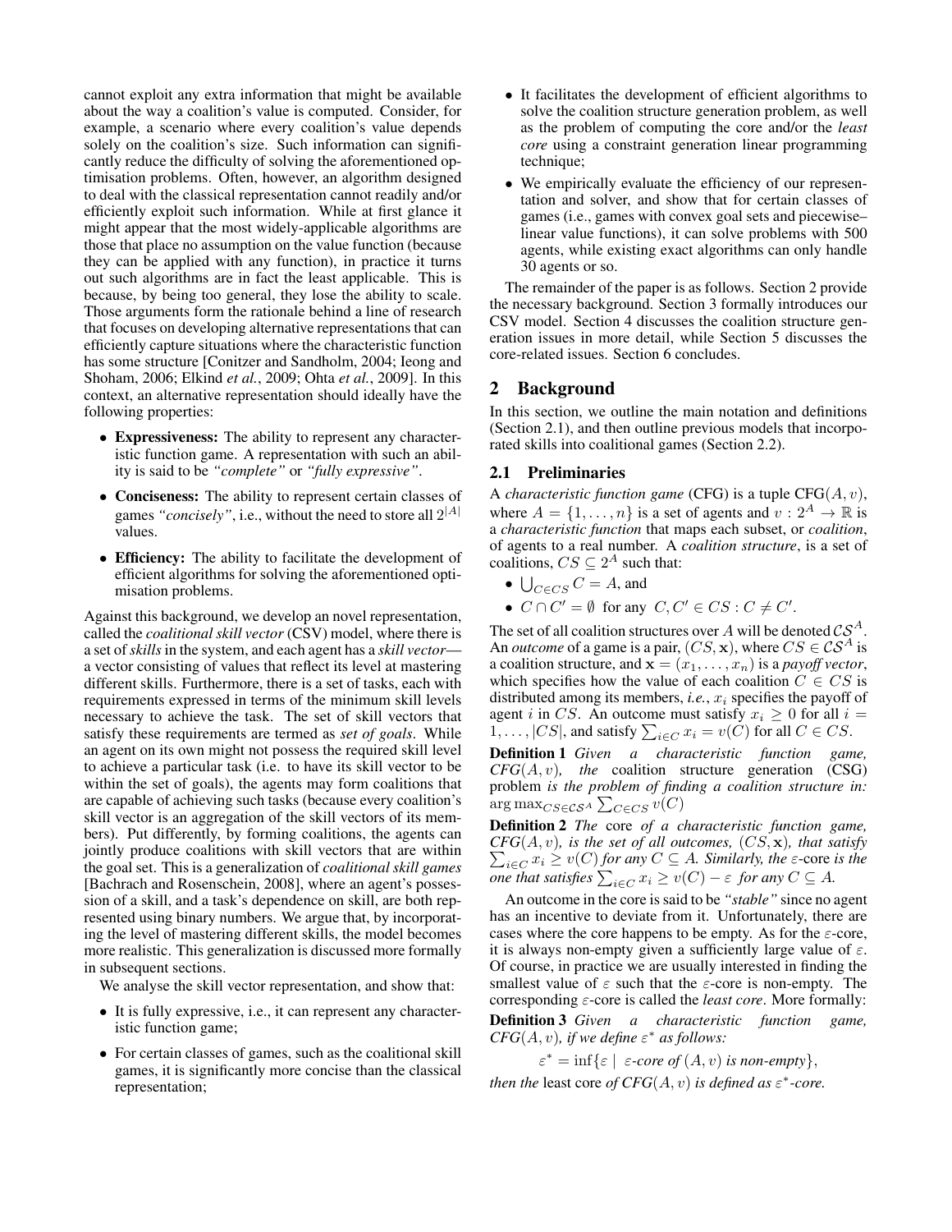cannot exploit any extra information that might be available about the way a coalition's value is computed. Consider, for example, a scenario where every coalition's value depends solely on the coalition's size. Such information can significantly reduce the difficulty of solving the aforementioned optimisation problems. Often, however, an algorithm designed to deal with the classical representation cannot readily and/or efficiently exploit such information. While at first glance it might appear that the most widely-applicable algorithms are those that place no assumption on the value function (because they can be applied with any function), in practice it turns out such algorithms are in fact the least applicable. This is because, by being too general, they lose the ability to scale. Those arguments form the rationale behind a line of research that focuses on developing alternative representations that can efficiently capture situations where the characteristic function has some structure [Conitzer and Sandholm, 2004; Ieong and Shoham, 2006; Elkind *et al.*, 2009; Ohta *et al.*, 2009]. In this context, an alternative representation should ideally have the following properties:

- **Expressiveness:** The ability to represent any characteristic function game. A representation with such an ability is said to be *"complete"* or *"fully expressive"*.
- **Conciseness:** The ability to represent certain classes of games *"concisely"*, i.e., without the need to store all $2^{|A|}$ values.
- **Efficiency:** The ability to facilitate the development of efficient algorithms for solving the aforementioned optimisation problems.

Against this background, we develop an novel representation, called the *coalitional skill vector* (CSV) model, where there is a set of *skills* in the system, and each agent has a *skill vector*—a vector consisting of values that reflect its level at mastering different skills. Furthermore, there is a set of tasks, each with requirements expressed in terms of the minimum skill levels necessary to achieve the task. The set of skill vectors that satisfy these requirements are termed as *set of goals*. While an agent on its own might not possess the required skill level to achieve a particular task (i.e. to have its skill vector to be within the set of goals), the agents may form coalitions that are capable of achieving such tasks (because every coalition's skill vector is an aggregation of the skill vectors of its members). Put differently, by forming coalitions, the agents can jointly produce coalitions with skill vectors that are within the goal set. This is a generalization of *coalitional skill games* [Bachrach and Rosenschein, 2008], where an agent's possession of a skill, and a task's dependence on skill, are both represented using binary numbers. We argue that, by incorporating the level of mastering different skills, the model becomes more realistic. This generalization is discussed more formally in subsequent sections.

We analyse the skill vector representation, and show that:

- It is fully expressive, i.e., it can represent any characteristic function game;
- For certain classes of games, such as the coalitional skill games, it is significantly more concise than the classical representation;
- It facilitates the development of efficient algorithms to solve the coalition structure generation problem, as well as the problem of computing the core and/or the *least core* using a constraint generation linear programming technique;
- We empirically evaluate the efficiency of our representation and solver, and show that for certain classes of games (i.e., games with convex goal sets and piecewise–linear value functions), it can solve problems with 500 agents, while existing exact algorithms can only handle 30 agents or so.

The remainder of the paper is as follows. Section 2 provide the necessary background. Section 3 formally introduces our CSV model. Section 4 discusses the coalition structure generation issues in more detail, while Section 5 discusses the core-related issues. Section 6 concludes.

## 2 Background

In this section, we outline the main notation and definitions (Section 2.1), and then outline previous models that incorporated skills into coalitional games (Section 2.2).

### 2.1 Preliminaries

A *characteristic function game* (CFG) is a tuple CFG$(A, v)$, where $A = \{1, \ldots, n\}$ is a set of agents and $v : 2^A \to \mathbb{R}$ is a *characteristic function* that maps each subset, or *coalition*, of agents to a real number. A *coalition structure*, is a set of coalitions, $CS \subseteq 2^A$ such that:

- $\bigcup_{C \in CS} C = A$, and
- $C \cap C' = \emptyset$ for any $C, C' \in CS : C \neq C'$.

The set of all coalition structures over $A$ will be denoted $\mathcal{CS}^A$. An *outcome* of a game is a pair, $(CS, \mathbf{x})$, where $CS \in \mathcal{CS}^A$ is a coalition structure, and $\mathbf{x} = (x_1, \ldots, x_n)$ is a *payoff vector*, which specifies how the value of each coalition $C \in CS$ is distributed among its members, *i.e.*, $x_i$ specifies the payoff of agent $i$ in $CS$. An outcome must satisfy $x_i \geq 0$ for all $i = 1, \ldots, |CS|$, and satisfy $\sum_{i \in C} x_i = v(C)$ for all $C \in CS$.

**Definition 1** *Given a characteristic function game, CFG$(A, v)$, the* coalition structure generation (CSG) problem *is the problem of finding a coalition structure in:* $\arg\max_{CS \in \mathcal{CS}^A} \sum_{C \in CS} v(C)$

**Definition 2** *The* core *of a characteristic function game, CFG$(A, v)$, is the set of all outcomes, $(CS, \mathbf{x})$, that satisfy $\sum_{i \in C} x_i \geq v(C)$ for any $C \subseteq A$. Similarly, the $\varepsilon$-*core *is the one that satisfies $\sum_{i \in C} x_i \geq v(C) - \varepsilon$ for any $C \subseteq A$.*

An outcome in the core is said to be *"stable"* since no agent has an incentive to deviate from it. Unfortunately, there are cases where the core happens to be empty. As for the $\varepsilon$-core, it is always non-empty given a sufficiently large value of $\varepsilon$. Of course, in practice we are usually interested in finding the smallest value of $\varepsilon$ such that the $\varepsilon$-core is non-empty. The corresponding $\varepsilon$-core is called the *least core*. More formally:

**Definition 3** *Given a characteristic function game, CFG$(A, v)$, if we define $\varepsilon^*$ as follows:*

$$\varepsilon^* = \inf\{\varepsilon \mid \varepsilon\text{-core of } (A, v) \text{ is non-empty}\},$$

*then the* least core *of CFG$(A, v)$ is defined as $\varepsilon^*$-core.*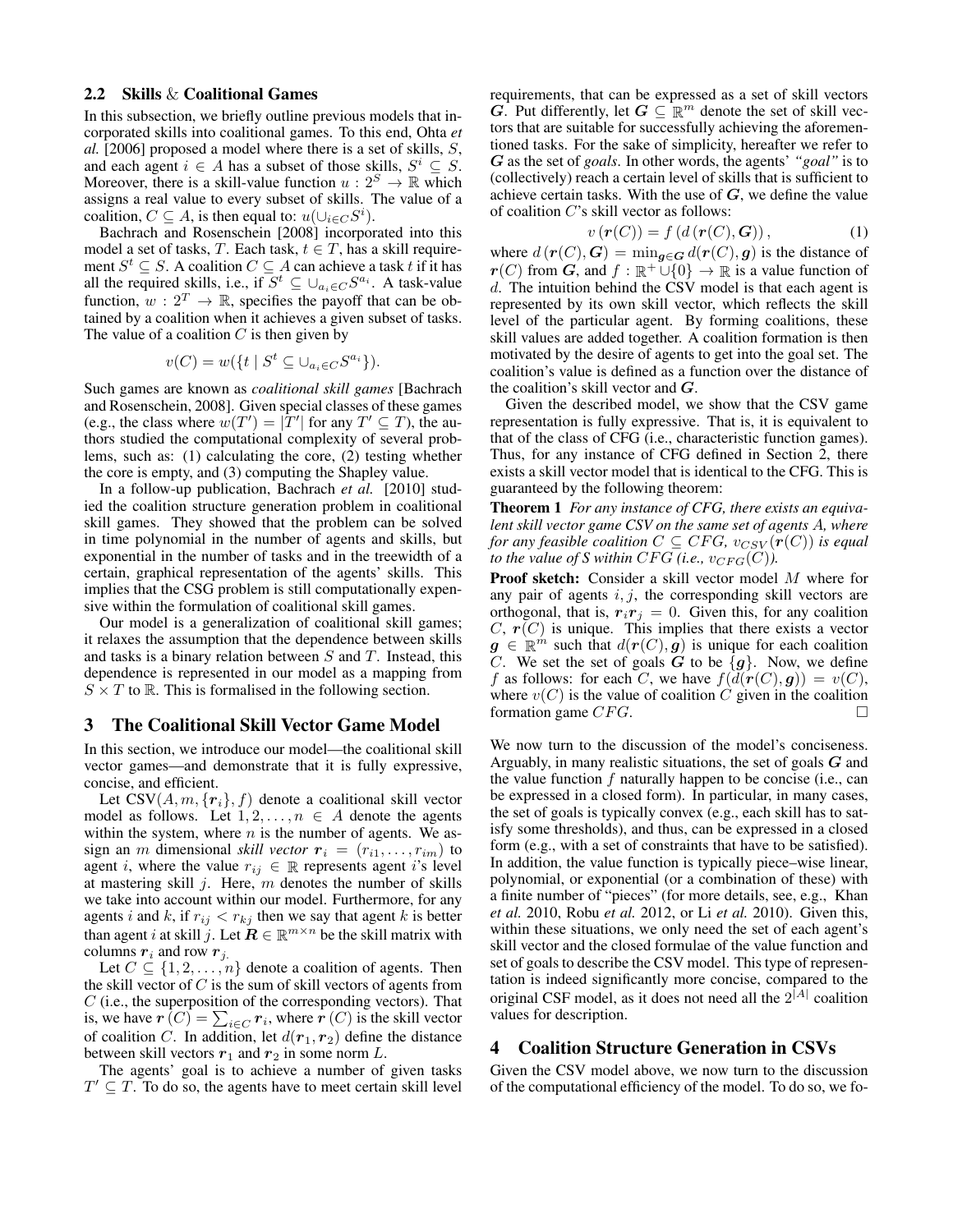### 2.2 Skills & Coalitional Games

In this subsection, we briefly outline previous models that incorporated skills into coalitional games. To this end, Ohta *et al.* [2006] proposed a model where there is a set of skills, $S$, and each agent $i \in A$ has a subset of those skills, $S^i \subseteq S$. Moreover, there is a skill-value function $u : 2^S \to \mathbb{R}$ which assigns a real value to every subset of skills. The value of a coalition, $C \subseteq A$, is then equal to: $u(\cup_{i \in C} S^i)$.

Bachrach and Rosenschein [2008] incorporated into this model a set of tasks, $T$. Each task, $t \in T$, has a skill requirement $S^t \subseteq S$. A coalition $C \subseteq A$ can achieve a task $t$ if it has all the required skills, i.e., if $S^t \subseteq \cup_{a_i \in C} S^{a_i}$. A task-value function, $w : 2^T \to \mathbb{R}$, specifies the payoff that can be obtained by a coalition when it achieves a given subset of tasks. The value of a coalition $C$ is then given by

$$v(C) = w(\{t \mid S^t \subseteq \cup_{a_i \in C} S^{a_i}\}).$$

Such games are known as *coalitional skill games* [Bachrach and Rosenschein, 2008]. Given special classes of these games (e.g., the class where $w(T') = |T'|$ for any $T' \subseteq T$), the authors studied the computational complexity of several problems, such as: (1) calculating the core, (2) testing whether the core is empty, and (3) computing the Shapley value.

In a follow-up publication, Bachrach *et al.* [2010] studied the coalition structure generation problem in coalitional skill games. They showed that the problem can be solved in time polynomial in the number of agents and skills, but exponential in the number of tasks and in the treewidth of a certain, graphical representation of the agents' skills. This implies that the CSG problem is still computationally expensive within the formulation of coalitional skill games.

Our model is a generalization of coalitional skill games; it relaxes the assumption that the dependence between skills and tasks is a binary relation between $S$ and $T$. Instead, this dependence is represented in our model as a mapping from $S \times T$ to $\mathbb{R}$. This is formalised in the following section.

## 3 The Coalitional Skill Vector Game Model

In this section, we introduce our model—the coalitional skill vector games—and demonstrate that it is fully expressive, concise, and efficient.

Let $\text{CSV}(A, m, \{\boldsymbol{r}_i\}, f)$ denote a coalitional skill vector model as follows. Let $1, 2, \dots, n \in A$ denote the agents within the system, where $n$ is the number of agents. We assign an $m$ dimensional *skill vector* $\boldsymbol{r}_i = (r_{i1}, \dots, r_{im})$ to agent $i$, where the value $r_{ij} \in \mathbb{R}$ represents agent $i$'s level at mastering skill $j$. Here, $m$ denotes the number of skills we take into account within our model. Furthermore, for any agents $i$ and $k$, if $r_{ij} < r_{kj}$ then we say that agent $k$ is better than agent $i$ at skill $j$. Let $\boldsymbol{R} \in \mathbb{R}^{m \times n}$ be the skill matrix with columns $\boldsymbol{r}_i$ and row $\boldsymbol{r}_{j}$.

Let $C \subseteq \{1, 2, \dots, n\}$ denote a coalition of agents. Then the skill vector of $C$ is the sum of skill vectors of agents from $C$ (i.e., the superposition of the corresponding vectors). That is, we have $\boldsymbol{r}(C) = \sum_{i \in C} \boldsymbol{r}_i$, where $\boldsymbol{r}(C)$ is the skill vector of coalition $C$. In addition, let $d(\boldsymbol{r}_1, \boldsymbol{r}_2)$ define the distance between skill vectors $\boldsymbol{r}_1$ and $\boldsymbol{r}_2$ in some norm $L$.

The agents' goal is to achieve a number of given tasks $T' \subseteq T$. To do so, the agents have to meet certain skill level requirements, that can be expressed as a set of skill vectors $\boldsymbol{G}$. Put differently, let $\boldsymbol{G} \subseteq \mathbb{R}^m$ denote the set of skill vectors that are suitable for successfully achieving the aforementioned tasks. For the sake of simplicity, hereafter we refer to $\boldsymbol{G}$ as the set of *goals*. In other words, the agents' *"goal"* is to (collectively) reach a certain level of skills that is sufficient to achieve certain tasks. With the use of $\boldsymbol{G}$, we define the value of coalition $C$'s skill vector as follows:

$$v(\boldsymbol{r}(C)) = f(d(\boldsymbol{r}(C), \boldsymbol{G})), \tag{1}$$

where $d(\boldsymbol{r}(C), \boldsymbol{G}) = \min_{\boldsymbol{g} \in \boldsymbol{G}} d(\boldsymbol{r}(C), \boldsymbol{g})$ is the distance of $\boldsymbol{r}(C)$ from $\boldsymbol{G}$, and $f : \mathbb{R}^+ \cup \{0\} \to \mathbb{R}$ is a value function of $d$. The intuition behind the CSV model is that each agent is represented by its own skill vector, which reflects the skill level of the particular agent. By forming coalitions, these skill values are added together. A coalition formation is then motivated by the desire of agents to get into the goal set. The coalition's value is defined as a function over the distance of the coalition's skill vector and $\boldsymbol{G}$.

Given the described model, we show that the CSV game representation is fully expressive. That is, it is equivalent to that of the class of CFG (i.e., characteristic function games). Thus, for any instance of CFG defined in Section 2, there exists a skill vector model that is identical to the CFG. This is guaranteed by the following theorem:

**Theorem 1** *For any instance of CFG, there exists an equivalent skill vector game CSV on the same set of agents A, where for any feasible coalition $C \subseteq CFG$, $v_{CSV}(\boldsymbol{r}(C))$ is equal to the value of S within $CFG$ (i.e., $v_{CFG}(C)$).*

**Proof sketch:** Consider a skill vector model $M$ where for any pair of agents $i, j$, the corresponding skill vectors are orthogonal, that is, $\boldsymbol{r}_i \boldsymbol{r}_j = 0$. Given this, for any coalition $C$, $\boldsymbol{r}(C)$ is unique. This implies that there exists a vector $\boldsymbol{g} \in \mathbb{R}^m$ such that $d(\boldsymbol{r}(C), \boldsymbol{g})$ is unique for each coalition $C$. We set the set of goals $\boldsymbol{G}$ to be $\{\boldsymbol{g}\}$. Now, we define $f$ as follows: for each $C$, we have $f(d(\boldsymbol{r}(C), \boldsymbol{g})) = v(C)$, where $v(C)$ is the value of coalition $C$ given in the coalition formation game $CFG$. □

We now turn to the discussion of the model's conciseness. Arguably, in many realistic situations, the set of goals $\boldsymbol{G}$ and the value function $f$ naturally happen to be concise (i.e., can be expressed in a closed form). In particular, in many cases, the set of goals is typically convex (e.g., each skill has to satisfy some thresholds), and thus, can be expressed in a closed form (e.g., with a set of constraints that have to be satisfied). In addition, the value function is typically piece–wise linear, polynomial, or exponential (or a combination of these) with a finite number of "pieces" (for more details, see, e.g., Khan *et al.* 2010, Robu *et al.* 2012, or Li *et al.* 2010). Given this, within these situations, we only need the set of each agent's skill vector and the closed formulae of the value function and set of goals to describe the CSV model. This type of representation is indeed significantly more concise, compared to the original CSF model, as it does not need all the $2^{|A|}$ coalition values for description.

## 4 Coalition Structure Generation in CSVs

Given the CSV model above, we now turn to the discussion of the computational efficiency of the model. To do so, we fo-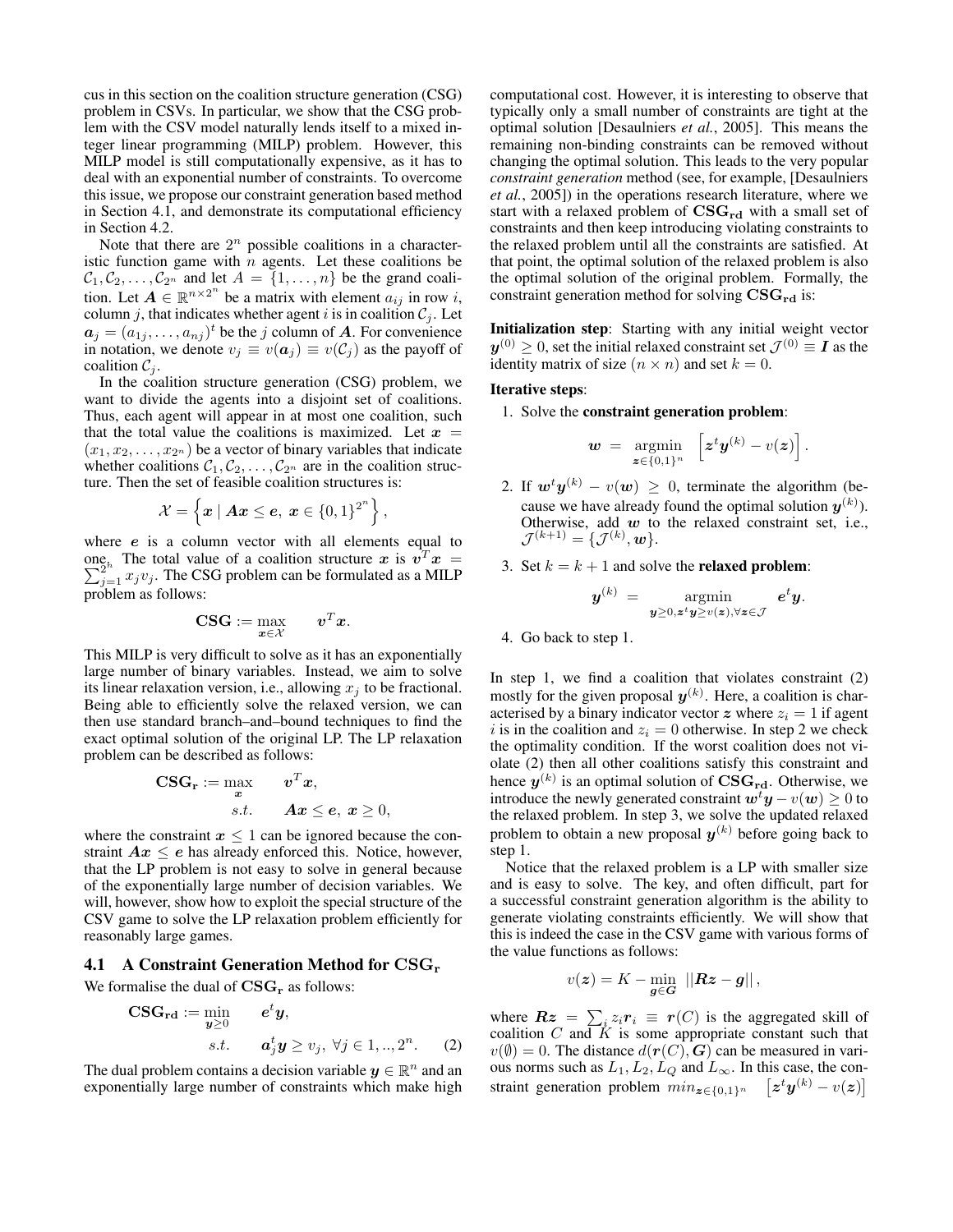cus in this section on the coalition structure generation (CSG) problem in CSVs. In particular, we show that the CSG problem with the CSV model naturally lends itself to a mixed integer linear programming (MILP) problem. However, this MILP model is still computationally expensive, as it has to deal with an exponential number of constraints. To overcome this issue, we propose our constraint generation based method in Section 4.1, and demonstrate its computational efficiency in Section 4.2.

Note that there are $2^n$ possible coalitions in a characteristic function game with $n$ agents. Let these coalitions be $\mathcal{C}_1, \mathcal{C}_2, \ldots, \mathcal{C}_{2^n}$ and let $A = \{1, \ldots, n\}$ be the grand coalition. Let $\boldsymbol{A} \in \mathbb{R}^{n \times 2^n}$ be a matrix with element $a_{ij}$ in row $i$, column $j$, that indicates whether agent $i$ is in coalition $\mathcal{C}_j$. Let $\boldsymbol{a}_j = (a_{1j}, \ldots, a_{nj})^t$ be the $j$ column of $\boldsymbol{A}$. For convenience in notation, we denote $v_j \equiv v(\boldsymbol{a}_j) \equiv v(\mathcal{C}_j)$ as the payoff of coalition $\mathcal{C}_j$.

In the coalition structure generation (CSG) problem, we want to divide the agents into a disjoint set of coalitions. Thus, each agent will appear in at most one coalition, such that the total value the coalitions is maximized. Let $\boldsymbol{x} = (x_1, x_2, \ldots, x_{2^n})$ be a vector of binary variables that indicate whether coalitions $\mathcal{C}_1, \mathcal{C}_2, \ldots, \mathcal{C}_{2^n}$ are in the coalition structure. Then the set of feasible coalition structures is:

$$\mathcal{X} = \left\{ \boldsymbol{x} \mid \boldsymbol{A}\boldsymbol{x} \leq \boldsymbol{e},\ \boldsymbol{x} \in \{0,1\}^{2^n} \right\},$$

where $\boldsymbol{e}$ is a column vector with all elements equal to one. The total value of a coalition structure $\boldsymbol{x}$ is $\boldsymbol{v}^T\boldsymbol{x} = \sum_{j=1}^{2^n} x_j v_j$. The CSG problem can be formulated as a MILP problem as follows:

$$\mathbf{CSG} := \max_{\boldsymbol{x} \in \mathcal{X}} \qquad \boldsymbol{v}^T\boldsymbol{x}.$$

This MILP is very difficult to solve as it has an exponentially large number of binary variables. Instead, we aim to solve its linear relaxation version, i.e., allowing $x_j$ to be fractional. Being able to efficiently solve the relaxed version, we can then use standard branch–and–bound techniques to find the exact optimal solution of the original LP. The LP relaxation problem can be described as follows:

$$\begin{aligned} \mathbf{CSG_r} := \max_{\boldsymbol{x}} \qquad & \boldsymbol{v}^T\boldsymbol{x}, \\ s.t. \qquad & \boldsymbol{A}\boldsymbol{x} \leq \boldsymbol{e},\ \boldsymbol{x} \geq 0, \end{aligned}$$

where the constraint $\boldsymbol{x} \leq 1$ can be ignored because the constraint $\boldsymbol{A}\boldsymbol{x} \leq \boldsymbol{e}$ has already enforced this. Notice, however, that the LP problem is not easy to solve in general because of the exponentially large number of decision variables. We will, however, show how to exploit the special structure of the CSV game to solve the LP relaxation problem efficiently for reasonably large games.

### 4.1 A Constraint Generation Method for $\mathbf{CSG_r}$

We formalise the dual of $\mathbf{CSG_r}$ as follows:

$$\begin{aligned} \mathbf{CSG_{rd}} := \min_{\boldsymbol{y} \geq 0} \qquad & \boldsymbol{e}^t\boldsymbol{y}, \\ s.t. \qquad & \boldsymbol{a}_j^t\boldsymbol{y} \geq v_j,\ \forall j \in 1, .., 2^n. \end{aligned} \tag{2}$$

The dual problem contains a decision variable $\boldsymbol{y} \in \mathbb{R}^n$ and an exponentially large number of constraints which make high computational cost. However, it is interesting to observe that typically only a small number of constraints are tight at the optimal solution [Desaulniers *et al.*, 2005]. This means the remaining non-binding constraints can be removed without changing the optimal solution. This leads to the very popular *constraint generation* method (see, for example, [Desaulniers *et al.*, 2005]) in the operations research literature, where we start with a relaxed problem of $\mathbf{CSG_{rd}}$ with a small set of constraints and then keep introducing violating constraints to the relaxed problem until all the constraints are satisfied. At that point, the optimal solution of the relaxed problem is also the optimal solution of the original problem. Formally, the constraint generation method for solving $\mathbf{CSG_{rd}}$ is:

**Initialization step**: Starting with any initial weight vector $\boldsymbol{y}^{(0)} \geq 0$, set the initial relaxed constraint set $\mathcal{J}^{(0)} \equiv \boldsymbol{I}$ as the identity matrix of size $(n \times n)$ and set $k = 0$.

**Iterative steps**:

1. Solve the **constraint generation problem**:

$$\boldsymbol{w} \ = \ \operatorname*{argmin}_{\boldsymbol{z} \in \{0,1\}^n} \ \left[ \boldsymbol{z}^t\boldsymbol{y}^{(k)} - v(\boldsymbol{z}) \right].$$

2. If $\boldsymbol{w}^t\boldsymbol{y}^{(k)} - v(\boldsymbol{w}) \geq 0$, terminate the algorithm (because we have already found the optimal solution $\boldsymbol{y}^{(k)}$). Otherwise, add $\boldsymbol{w}$ to the relaxed constraint set, i.e., $\mathcal{J}^{(k+1)} = \{\mathcal{J}^{(k)}, \boldsymbol{w}\}$.

3. Set $k = k + 1$ and solve the **relaxed problem**:

$$\boldsymbol{y}^{(k)} \ = \operatorname*{argmin}_{\boldsymbol{y} \geq 0, \boldsymbol{z}^t\boldsymbol{y} \geq v(\boldsymbol{z}), \forall \boldsymbol{z} \in \mathcal{J}} \quad \boldsymbol{e}^t\boldsymbol{y}.$$

4. Go back to step 1.

In step 1, we find a coalition that violates constraint (2) mostly for the given proposal $\boldsymbol{y}^{(k)}$. Here, a coalition is characterised by a binary indicator vector $\boldsymbol{z}$ where $z_i = 1$ if agent $i$ is in the coalition and $z_i = 0$ otherwise. In step 2 we check the optimality condition. If the worst coalition does not violate (2) then all other coalitions satisfy this constraint and hence $\boldsymbol{y}^{(k)}$ is an optimal solution of $\mathbf{CSG_{rd}}$. Otherwise, we introduce the newly generated constraint $\boldsymbol{w}^t\boldsymbol{y} - v(\boldsymbol{w}) \geq 0$ to the relaxed problem. In step 3, we solve the updated relaxed problem to obtain a new proposal $\boldsymbol{y}^{(k)}$ before going back to step 1.

Notice that the relaxed problem is a LP with smaller size and is easy to solve. The key, and often difficult, part for a successful constraint generation algorithm is the ability to generate violating constraints efficiently. We will show that this is indeed the case in the CSV game with various forms of the value functions as follows:

$$v(\boldsymbol{z}) = K - \min_{\boldsymbol{g} \in \boldsymbol{G}} \ ||\boldsymbol{R}\boldsymbol{z} - \boldsymbol{g}||\,,$$

where $\boldsymbol{R}\boldsymbol{z} = \sum_i z_i \boldsymbol{r}_i \equiv \boldsymbol{r}(C)$ is the aggregated skill of coalition $C$ and $K$ is some appropriate constant such that $v(\emptyset) = 0$. The distance $d(\boldsymbol{r}(C), \boldsymbol{G})$ can be measured in various norms such as $L_1, L_2, L_Q$ and $L_\infty$. In this case, the constraint generation problem $min_{\boldsymbol{z} \in \{0,1\}^n} \quad \left[\boldsymbol{z}^t\boldsymbol{y}^{(k)} - v(\boldsymbol{z})\right]$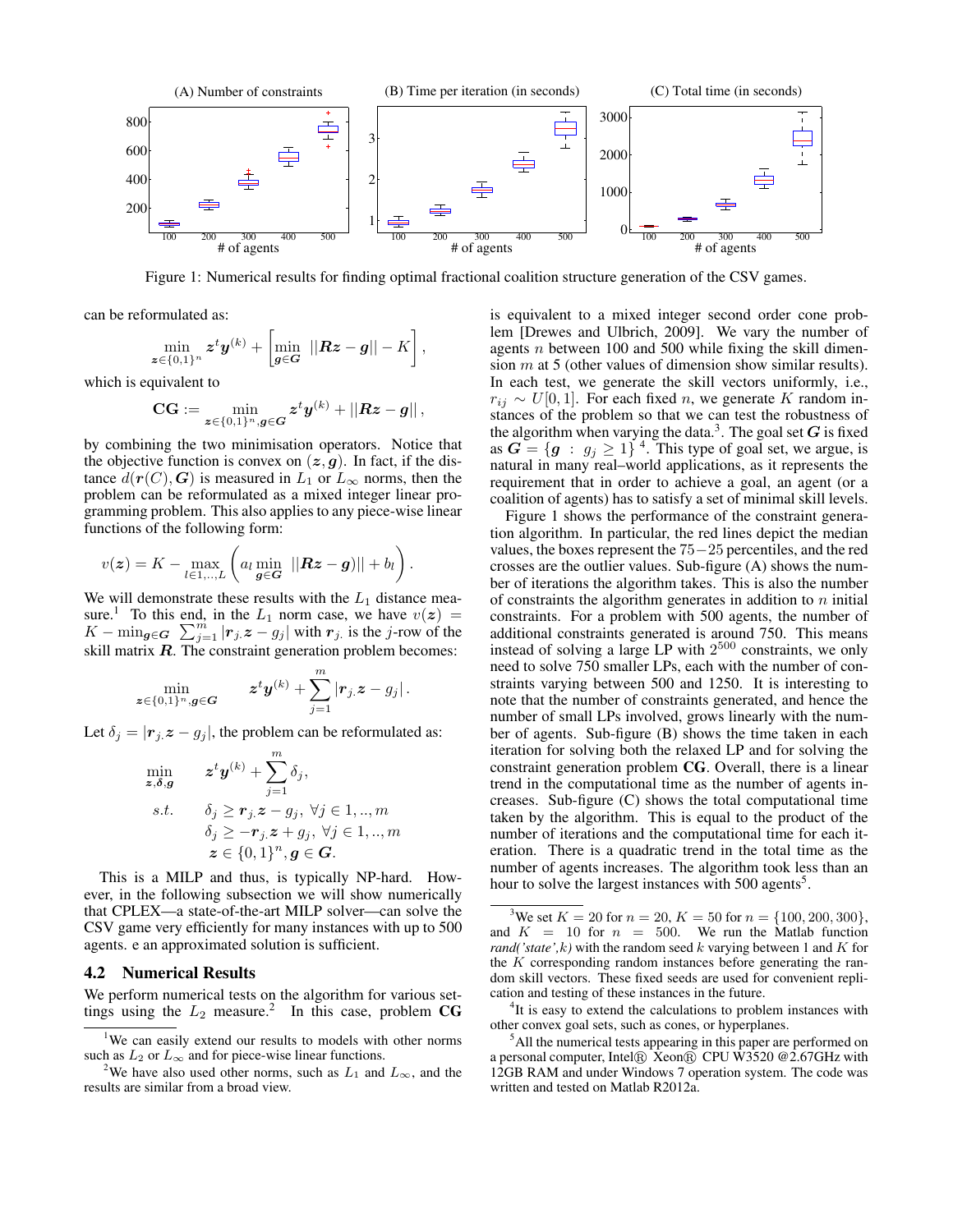(A) Number of constraints

800
600
400
200

100 200 300 400 500

# of agents

(B) Time per iteration (in seconds)

3
2
1

100 200 300 400 500

# of agents

(C) Total time (in seconds)

3000
2000
1000
0

100 200 300 400 500

# of agents

Figure 1: Numerical results for finding optimal fractional coalition structure generation of the CSV games.

can be reformulated as:

$$\min_{\boldsymbol{z}\in\{0,1\}^n} \boldsymbol{z}^t\boldsymbol{y}^{(k)} + \left[\min_{\boldsymbol{g}\in\boldsymbol{G}} \ ||\boldsymbol{R}\boldsymbol{z}-\boldsymbol{g}|| - K\right],$$

which is equivalent to

$$\mathbf{CG} := \min_{\boldsymbol{z}\in\{0,1\}^n, \boldsymbol{g}\in\boldsymbol{G}} \boldsymbol{z}^t\boldsymbol{y}^{(k)} + ||\boldsymbol{R}\boldsymbol{z}-\boldsymbol{g}||,$$

by combining the two minimisation operators. Notice that the objective function is convex on $(\boldsymbol{z}, \boldsymbol{g})$. In fact, if the distance $d(\boldsymbol{r}(C), \boldsymbol{G})$ is measured in $L_1$ or $L_\infty$ norms, then the problem can be reformulated as a mixed integer linear programming problem. This also applies to any piece-wise linear functions of the following form:

$$v(\boldsymbol{z}) = K - \max_{l\in 1,..,L}\left(a_l \min_{\boldsymbol{g}\in\boldsymbol{G}} \ ||\boldsymbol{R}\boldsymbol{z}-\boldsymbol{g})|| + b_l\right).$$

We will demonstrate these results with the $L_1$ distance measure.[1] To this end, in the $L_1$ norm case, we have $v(\boldsymbol{z}) = K - \min_{\boldsymbol{g}\in\boldsymbol{G}} \sum_{j=1}^m |\boldsymbol{r}_{j.}\boldsymbol{z} - g_j|$ with $\boldsymbol{r}_{j.}$ is the $j$-row of the skill matrix $\boldsymbol{R}$. The constraint generation problem becomes:

$$\min_{\boldsymbol{z}\in\{0,1\}^n, \boldsymbol{g}\in\boldsymbol{G}} \quad \boldsymbol{z}^t\boldsymbol{y}^{(k)} + \sum_{j=1}^m |\boldsymbol{r}_{j.}\boldsymbol{z} - g_j|.$$

Let $\delta_j = |\boldsymbol{r}_{j.}\boldsymbol{z} - g_j|$, the problem can be reformulated as:

$$\begin{aligned}
\min_{\boldsymbol{z},\boldsymbol{\delta},\boldsymbol{g}} \quad & \boldsymbol{z}^t\boldsymbol{y}^{(k)} + \sum_{j=1}^m \delta_j, \\
s.t. \quad & \delta_j \geq \boldsymbol{r}_{j.}\boldsymbol{z} - g_j, \ \forall j \in 1,..,m \\
& \delta_j \geq -\boldsymbol{r}_{j.}\boldsymbol{z} + g_j, \ \forall j \in 1,..,m \\
& \boldsymbol{z} \in \{0,1\}^n, \boldsymbol{g} \in \boldsymbol{G}.
\end{aligned}$$

This is a MILP and thus, is typically NP-hard. However, in the following subsection we will show numerically that CPLEX—a state-of-the-art MILP solver—can solve the CSV game very efficiently for many instances with up to 500 agents. e an approximated solution is sufficient.

## 4.2 Numerical Results

We perform numerical tests on the algorithm for various settings using the $L_2$ measure.[2] In this case, problem **CG** is equivalent to a mixed integer second order cone problem [Drewes and Ulbrich, 2009]. We vary the number of agents $n$ between 100 and 500 while fixing the skill dimension $m$ at 5 (other values of dimension show similar results). In each test, we generate the skill vectors uniformly, i.e., $r_{ij} \sim U[0, 1]$. For each fixed $n$, we generate $K$ random instances of the problem so that we can test the robustness of the algorithm when varying the data.[3]. The goal set $\boldsymbol{G}$ is fixed as $\boldsymbol{G} = \{\boldsymbol{g} \ : \ g_j \geq 1\}$ [4]. This type of goal set, we argue, is natural in many real–world applications, as it represents the requirement that in order to achieve a goal, an agent (or a coalition of agents) has to satisfy a set of minimal skill levels.

Figure 1 shows the performance of the constraint generation algorithm. In particular, the red lines depict the median values, the boxes represent the 75−25 percentiles, and the red crosses are the outlier values. Sub-figure (A) shows the number of iterations the algorithm takes. This is also the number of constraints the algorithm generates in addition to $n$ initial constraints. For a problem with 500 agents, the number of additional constraints generated is around 750. This means instead of solving a large LP with $2^{500}$ constraints, we only need to solve 750 smaller LPs, each with the number of constraints varying between 500 and 1250. It is interesting to note that the number of constraints generated, and hence the number of small LPs involved, grows linearly with the number of agents. Sub-figure (B) shows the time taken in each iteration for solving both the relaxed LP and for solving the constraint generation problem **CG**. Overall, there is a linear trend in the computational time as the number of agents increases. Sub-figure (C) shows the total computational time taken by the algorithm. This is equal to the product of the number of iterations and the computational time for each iteration. There is a quadratic trend in the total time as the number of agents increases. The algorithm took less than an hour to solve the largest instances with 500 agents[5].

---

[1] We can easily extend our results to models with other norms such as $L_2$ or $L_\infty$ and for piece-wise linear functions.

[2] We have also used other norms, such as $L_1$ and $L_\infty$, and the results are similar from a broad view.

[3] We set $K = 20$ for $n = 20$, $K = 50$ for $n = \{100, 200, 300\}$, and $K = 10$ for $n = 500$. We run the Matlab function *rand('state',k)* with the random seed $k$ varying between 1 and $K$ for the $K$ corresponding random instances before generating the random skill vectors. These fixed seeds are used for convenient replication and testing of these instances in the future.

[4] It is easy to extend the calculations to problem instances with other convex goal sets, such as cones, or hyperplanes.

[5] All the numerical tests appearing in this paper are performed on a personal computer, Intel® Xeon® CPU W3520 @2.67GHz with 12GB RAM and under Windows 7 operation system. The code was written and tested on Matlab R2012a.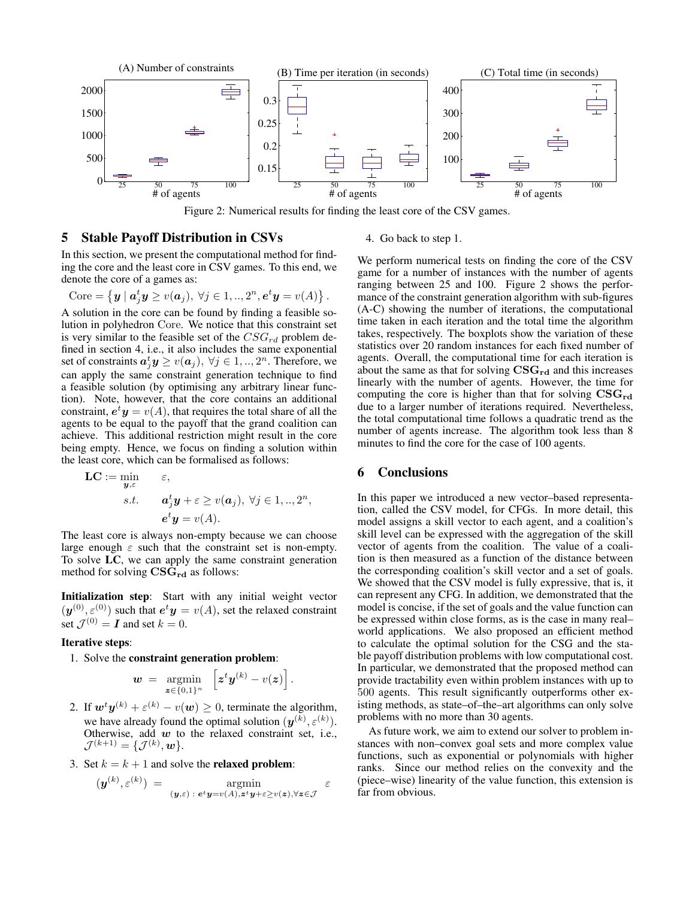(A) Number of constraints

2000
1500
1000
500
0

25 50 75 100

# of agents

(B) Time per iteration (in seconds)

0.3
0.25
0.2
0.15

25 50 75 100

# of agents

(C) Total time (in seconds)

400
300
200
100

25 50 75 100

# of agents

Figure 2: Numerical results for finding the least core of the CSV games.

## 5 Stable Payoff Distribution in CSVs

In this section, we present the computational method for finding the core and the least core in CSV games. To this end, we denote the core of a games as:

$$\text{Core} = \left\{ \boldsymbol{y} \mid \boldsymbol{a}_j^t \boldsymbol{y} \geq v(\boldsymbol{a}_j),\ \forall j \in 1,..,2^n, \boldsymbol{e}^t \boldsymbol{y} = v(A) \right\}.$$

A solution in the core can be found by finding a feasible solution in polyhedron Core. We notice that this constraint set is very similar to the feasible set of the $CSG_{rd}$ problem defined in section 4, i.e., it also includes the same exponential set of constraints $\boldsymbol{a}_j^t \boldsymbol{y} \geq v(\boldsymbol{a}_j),\ \forall j \in 1,..,2^n$. Therefore, we can apply the same constraint generation technique to find a feasible solution (by optimising any arbitrary linear function). Note, however, that the core contains an additional constraint, $\boldsymbol{e}^t \boldsymbol{y} = v(A)$, that requires the total share of all the agents to be equal to the payoff that the grand coalition can achieve. This additional restriction might result in the core being empty. Hence, we focus on finding a solution within the least core, which can be formalised as follows:

$$\begin{aligned} \mathbf{LC} := \min_{\boldsymbol{y},\varepsilon} \quad & \varepsilon, \\ s.t. \quad & \boldsymbol{a}_j^t \boldsymbol{y} + \varepsilon \geq v(\boldsymbol{a}_j),\ \forall j \in 1,..,2^n, \\ & \boldsymbol{e}^t \boldsymbol{y} = v(A). \end{aligned}$$

The least core is always non-empty because we can choose large enough $\varepsilon$ such that the constraint set is non-empty. To solve $\mathbf{LC}$, we can apply the same constraint generation method for solving $\mathbf{CSG_{rd}}$ as follows:

**Initialization step**: Start with any initial weight vector $(\boldsymbol{y}^{(0)}, \varepsilon^{(0)})$ such that $\boldsymbol{e}^t \boldsymbol{y} = v(A)$, set the relaxed constraint set $\mathcal{J}^{(0)} = \boldsymbol{I}$ and set $k = 0$.

**Iterative steps**:

1. Solve the **constraint generation problem**:
$$\boldsymbol{w} \ = \ \operatorname*{argmin}_{\boldsymbol{z} \in \{0,1\}^n} \ \left[ \boldsymbol{z}^t \boldsymbol{y}^{(k)} - v(\boldsymbol{z}) \right].$$

2. If $\boldsymbol{w}^t \boldsymbol{y}^{(k)} + \varepsilon^{(k)} - v(\boldsymbol{w}) \geq 0$, terminate the algorithm, we have already found the optimal solution $(\boldsymbol{y}^{(k)}, \varepsilon^{(k)})$. Otherwise, add $\boldsymbol{w}$ to the relaxed constraint set, i.e., $\mathcal{J}^{(k+1)} = \{\mathcal{J}^{(k)}, \boldsymbol{w}\}$.

3. Set $k = k + 1$ and solve the **relaxed problem**:
$$(\boldsymbol{y}^{(k)}, \varepsilon^{(k)}) \ = \ \operatorname*{argmin}_{(\boldsymbol{y},\varepsilon)\ :\ \boldsymbol{e}^t \boldsymbol{y} = v(A), \boldsymbol{z}^t \boldsymbol{y} + \varepsilon \geq v(\boldsymbol{z}), \forall \boldsymbol{z} \in \mathcal{J}} \ \varepsilon$$

4. Go back to step 1.

We perform numerical tests on finding the core of the CSV game for a number of instances with the number of agents ranging between 25 and 100. Figure 2 shows the performance of the constraint generation algorithm with sub-figures (A-C) showing the number of iterations, the computational time taken in each iteration and the total time the algorithm takes, respectively. The boxplots show the variation of these statistics over 20 random instances for each fixed number of agents. Overall, the computational time for each iteration is about the same as that for solving $\mathbf{CSG_{rd}}$ and this increases linearly with the number of agents. However, the time for computing the core is higher than that for solving $\mathbf{CSG_{rd}}$ due to a larger number of iterations required. Nevertheless, the total computational time follows a quadratic trend as the number of agents increase. The algorithm took less than 8 minutes to find the core for the case of 100 agents.

## 6 Conclusions

In this paper we introduced a new vector–based representation, called the CSV model, for CFGs. In more detail, this model assigns a skill vector to each agent, and a coalition's skill level can be expressed with the aggregation of the skill vector of agents from the coalition. The value of a coalition is then measured as a function of the distance between the corresponding coalition's skill vector and a set of goals. We showed that the CSV model is fully expressive, that is, it can represent any CFG. In addition, we demonstrated that the model is concise, if the set of goals and the value function can be expressed within close forms, as is the case in many real–world applications. We also proposed an efficient method to calculate the optimal solution for the CSG and the stable payoff distribution problems with low computational cost. In particular, we demonstrated that the proposed method can provide tractability even within problem instances with up to 500 agents. This result significantly outperforms other existing methods, as state–of–the–art algorithms can only solve problems with no more than 30 agents.

As future work, we aim to extend our solver to problem instances with non–convex goal sets and more complex value functions, such as exponential or polynomials with higher ranks. Since our method relies on the convexity and the (piece–wise) linearity of the value function, this extension is far from obvious.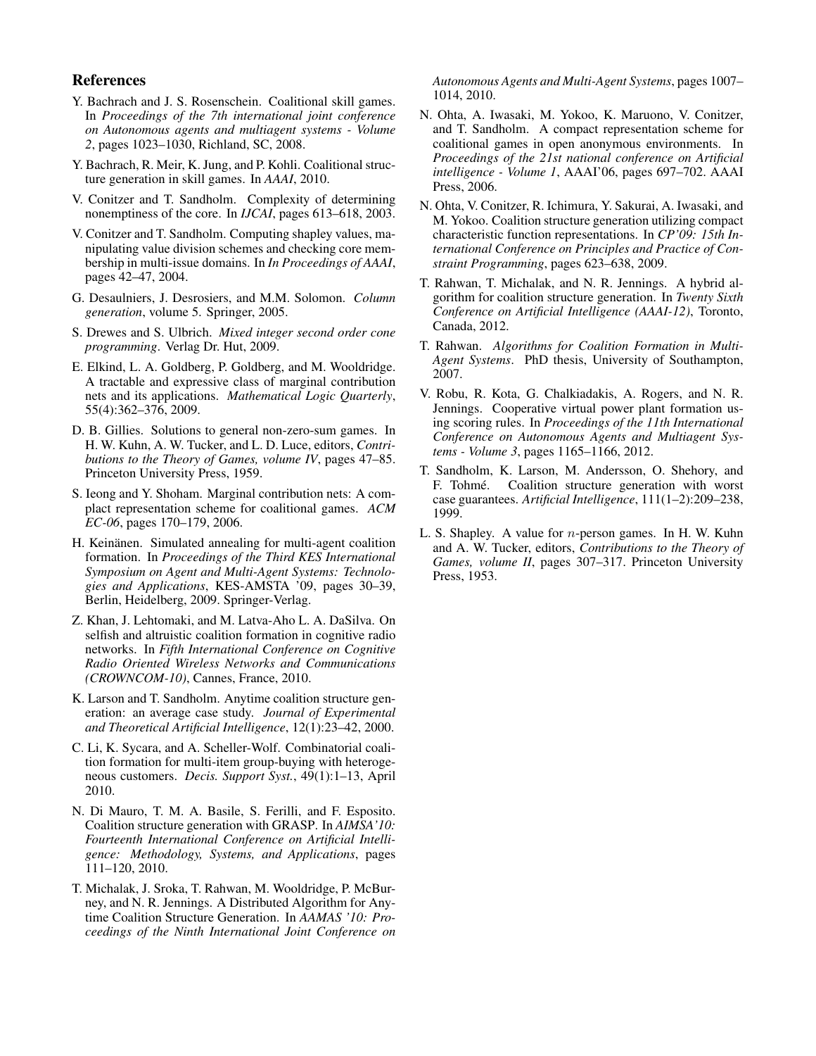## References

Y. Bachrach and J. S. Rosenschein. Coalitional skill games. In *Proceedings of the 7th international joint conference on Autonomous agents and multiagent systems - Volume 2*, pages 1023–1030, Richland, SC, 2008.

Y. Bachrach, R. Meir, K. Jung, and P. Kohli. Coalitional structure generation in skill games. In *AAAI*, 2010.

V. Conitzer and T. Sandholm. Complexity of determining nonemptiness of the core. In *IJCAI*, pages 613–618, 2003.

V. Conitzer and T. Sandholm. Computing shapley values, manipulating value division schemes and checking core membership in multi-issue domains. In *In Proceedings of AAAI*, pages 42–47, 2004.

G. Desaulniers, J. Desrosiers, and M.M. Solomon. *Column generation*, volume 5. Springer, 2005.

S. Drewes and S. Ulbrich. *Mixed integer second order cone programming*. Verlag Dr. Hut, 2009.

E. Elkind, L. A. Goldberg, P. Goldberg, and M. Wooldridge. A tractable and expressive class of marginal contribution nets and its applications. *Mathematical Logic Quarterly*, 55(4):362–376, 2009.

D. B. Gillies. Solutions to general non-zero-sum games. In H. W. Kuhn, A. W. Tucker, and L. D. Luce, editors, *Contributions to the Theory of Games, volume IV*, pages 47–85. Princeton University Press, 1959.

S. Ieong and Y. Shoham. Marginal contribution nets: A compact representation scheme for coalitional games. *ACM EC-06*, pages 170–179, 2006.

H. Keinänen. Simulated annealing for multi-agent coalition formation. In *Proceedings of the Third KES International Symposium on Agent and Multi-Agent Systems: Technologies and Applications*, KES-AMSTA '09, pages 30–39, Berlin, Heidelberg, 2009. Springer-Verlag.

Z. Khan, J. Lehtomaki, and M. Latva-Aho L. A. DaSilva. On selfish and altruistic coalition formation in cognitive radio networks. In *Fifth International Conference on Cognitive Radio Oriented Wireless Networks and Communications (CROWNCOM-10)*, Cannes, France, 2010.

K. Larson and T. Sandholm. Anytime coalition structure generation: an average case study. *Journal of Experimental and Theoretical Artificial Intelligence*, 12(1):23–42, 2000.

C. Li, K. Sycara, and A. Scheller-Wolf. Combinatorial coalition formation for multi-item group-buying with heterogeneous customers. *Decis. Support Syst.*, 49(1):1–13, April 2010.

N. Di Mauro, T. M. A. Basile, S. Ferilli, and F. Esposito. Coalition structure generation with GRASP. In *AIMSA'10: Fourteenth International Conference on Artificial Intelligence: Methodology, Systems, and Applications*, pages 111–120, 2010.

T. Michalak, J. Sroka, T. Rahwan, M. Wooldridge, P. McBurney, and N. R. Jennings. A Distributed Algorithm for Anytime Coalition Structure Generation. In *AAMAS '10: Proceedings of the Ninth International Joint Conference on Autonomous Agents and Multi-Agent Systems*, pages 1007–1014, 2010.

N. Ohta, A. Iwasaki, M. Yokoo, K. Maruono, V. Conitzer, and T. Sandholm. A compact representation scheme for coalitional games in open anonymous environments. In *Proceedings of the 21st national conference on Artificial intelligence - Volume 1*, AAAI'06, pages 697–702. AAAI Press, 2006.

N. Ohta, V. Conitzer, R. Ichimura, Y. Sakurai, A. Iwasaki, and M. Yokoo. Coalition structure generation utilizing compact characteristic function representations. In *CP'09: 15th International Conference on Principles and Practice of Constraint Programming*, pages 623–638, 2009.

T. Rahwan, T. Michalak, and N. R. Jennings. A hybrid algorithm for coalition structure generation. In *Twenty Sixth Conference on Artificial Intelligence (AAAI-12)*, Toronto, Canada, 2012.

T. Rahwan. *Algorithms for Coalition Formation in Multi-Agent Systems*. PhD thesis, University of Southampton, 2007.

V. Robu, R. Kota, G. Chalkiadakis, A. Rogers, and N. R. Jennings. Cooperative virtual power plant formation using scoring rules. In *Proceedings of the 11th International Conference on Autonomous Agents and Multiagent Systems - Volume 3*, pages 1165–1166, 2012.

T. Sandholm, K. Larson, M. Andersson, O. Shehory, and F. Tohmé. Coalition structure generation with worst case guarantees. *Artificial Intelligence*, 111(1–2):209–238, 1999.

L. S. Shapley. A value for $n$-person games. In H. W. Kuhn and A. W. Tucker, editors, *Contributions to the Theory of Games, volume II*, pages 307–317. Princeton University Press, 1953.